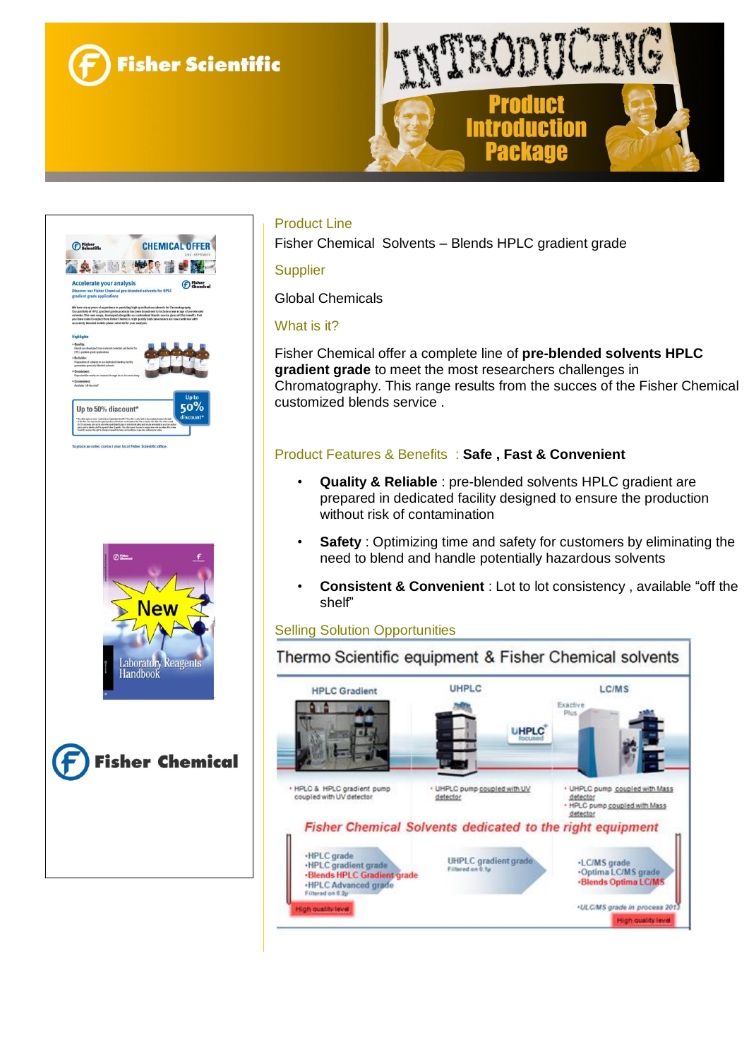# Fisher Scientific

# INTRODUCING Product Introduction Package

## Product Line

Fisher Chemical Solvents – Blends HPLC gradient grade

## Supplier

Global Chemicals

## What is it?

Fisher Chemical offer a complete line of **pre-blended solvents HPLC gradient grade** to meet the most researchers challenges in Chromatography. This range results from the succes of the Fisher Chemical customized blends service .

## Product Features & Benefits : **Safe , Fast & Convenient**

- **Quality & Reliable** : pre-blended solvents HPLC gradient are prepared in dedicated facility designed to ensure the production without risk of contamination
- **Safety** : Optimizing time and safety for customers by eliminating the need to blend and handle potentially hazardous solvents
- **Consistent & Convenient** : Lot to lot consistency , available "off the shelf"

## Selling Solution Opportunities

### Thermo Scientific equipment & Fisher Chemical solvents

| HPLC Gradient | UHPLC | LC/MS |
| --- | --- | --- |
| • HPLC & HPLC gradient pump coupled with UV detector | • UHPLC pump coupled with UV detector | • UHPLC pump coupled with Mass detector<br>• HPLC pump coupled with Mass detector |

*Fisher Chemical Solvents dedicated to the right equipment*

| HPLC Gradient | UHPLC | LC/MS |
| --- | --- | --- |
| •HPLC grade<br>•HPLC gradient grade<br>•Blends HPLC Gradient grade<br>•HPLC Advanced grade<br>Filtered on 0.2μ | UHPLC gradient grade<br>Filtered on 0.1μ | •LC/MS grade<br>•Optima LC/MS grade<br>•Blends Optima LC/MS<br>•ULC/MS grade in process 2013 |

High quality level

Fisher Chemical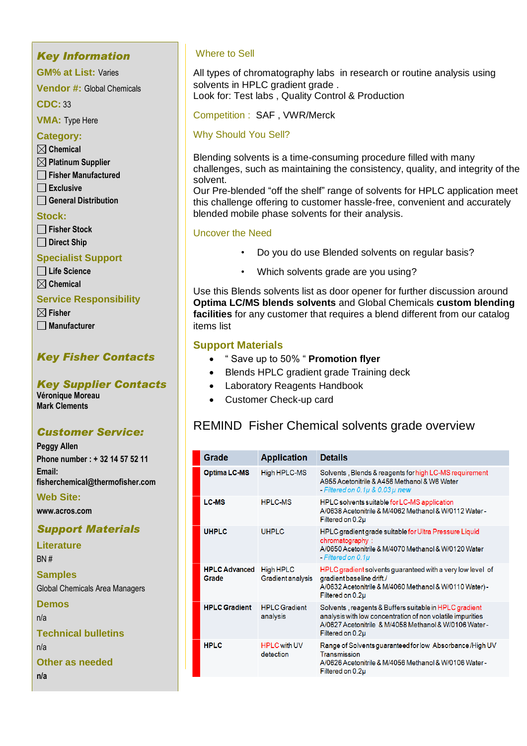## Key Information

**GM% at List:** Varies

**Vendor #:** Global Chemicals

**CDC:** 33

**VMA:** Type Here

**Category:**

- ☒ Chemical
- ☒ Platinum Supplier
- ☐ Fisher Manufactured
- ☐ Exclusive
- ☐ General Distribution

**Stock:**

- ☐ Fisher Stock
- ☐ Direct Ship

**Specialist Support**

- ☐ Life Science
- ☒ Chemical

**Service Responsibility**

- ☒ Fisher
- ☐ Manufacturer

## Key Fisher Contacts

## Key Supplier Contacts

Véronique Moreau
Mark Clements

## Customer Service:

Peggy Allen
Phone number : + 32 14 57 52 11
Email: fisherchemical@thermofisher.com

**Web Site:**

www.acros.com

## Support Materials

**Literature**

BN #

**Samples**

Global Chemicals Area Managers

**Demos**

n/a

**Technical bulletins**

n/a

**Other as needed**

n/a

### Where to Sell

All types of chromatography labs in research or routine analysis using solvents in HPLC gradient grade .
Look for: Test labs , Quality Control & Production

**Competition :** SAF , VWR/Merck

### Why Should You Sell?

Blending solvents is a time-consuming procedure filled with many challenges, such as maintaining the consistency, quality, and integrity of the solvent.
Our Pre-blended “off the shelf” range of solvents for HPLC application meet this challenge offering to customer hassle-free, convenient and accurately blended mobile phase solvents for their analysis.

### Uncover the Need

- Do you do use Blended solvents on regular basis?
- Which solvents grade are you using?

Use this Blends solvents list as door opener for further discussion around **Optima LC/MS blends solvents** and Global Chemicals **custom blending facilities** for any customer that requires a blend different from our catalog items list

### Support Materials

- “ Save up to 50% “ **Promotion flyer**
- Blends HPLC gradient grade Training deck
- Laboratory Reagents Handbook
- Customer Check-up card

## REMIND Fisher Chemical solvents grade overview

| Grade | Application | Details |
|---|---|---|
| Optima LC-MS | High HPLC-MS | Solvents , Blends & reagents for high LC-MS requirement A955 Acetonitrile & A456 Methanol & W6 Water - *Filtered on 0.1µ & 0.03µ* ***new*** |
| LC-MS | HPLC-MS | HPLC solvents suitable for LC-MS application A/0638 Acetonitrile & M/4062 Methanol & W/0112 Water - Filtered on 0.2µ |
| UHPLC | UHPLC | HPLC gradient grade suitable for Ultra Pressure Liquid chromatography : A/0650 Acetonitrile & M/4070 Methanol & W/0120 Water - *Filtered on 0.1µ* |
| HPLC Advanced Grade | High HPLC Gradient analysis | HPLC gradient solvents guaranteed with a very low level of gradient baseline drift./ A/0632 Acetonitrile & M/4060 Methanol & W/0110 Water) - Filtered on 0.2µ |
| HPLC Gradient | HPLC Gradient analysis | Solvents , reagents & Buffers suitable in HPLC gradient analysis with low concentration of non volatile impurities A/0627 Acetonitrile & M/4058 Methanol & W/0106 Water - Filtered on 0.2µ |
| HPLC | HPLC with UV detection | Range of Solvents guaranteed for low Absorbance /High UV Transmission A/0626 Acetonitrile & M/4056 Methanol & W/0106 Water - Filtered on 0.2µ |